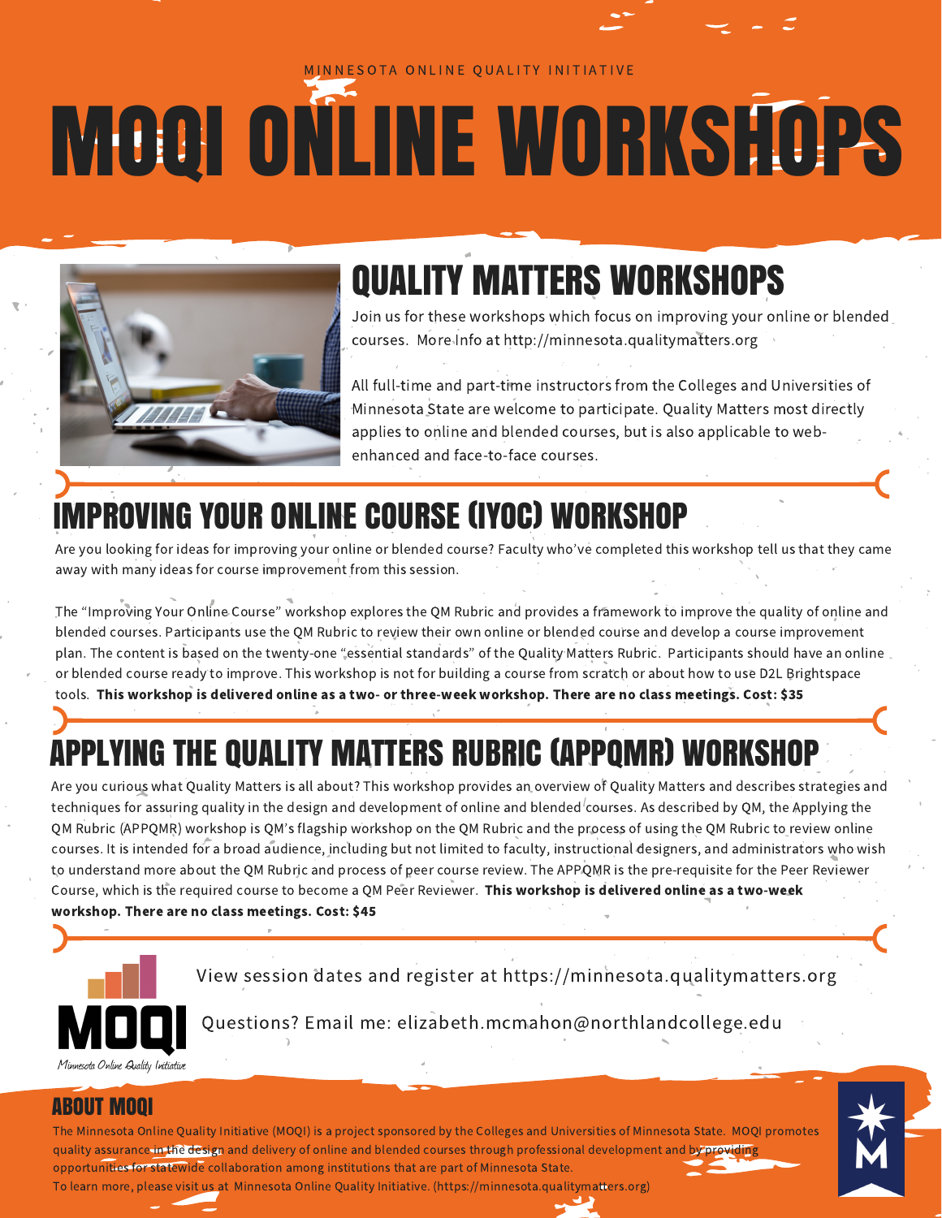MINNESOTA ONLINE QUALITY INITIATIVE

# MOQI ONLINE WORKSHOPS

## QUALITY MATTERS WORKSHOPS

Join us for these workshops which focus on improving your online or blended courses. More Info at http://minnesota.qualitymatters.org

All full-time and part-time instructors from the Colleges and Universities of Minnesota State are welcome to participate. Quality Matters most directly applies to online and blended courses, but is also applicable to web-enhanced and face-to-face courses.

## IMPROVING YOUR ONLINE COURSE (IYOC) WORKSHOP

Are you looking for ideas for improving your online or blended course? Faculty who've completed this workshop tell us that they came away with many ideas for course improvement from this session.

The "Improving Your Online Course" workshop explores the QM Rubric and provides a framework to improve the quality of online and blended courses. Participants use the QM Rubric to review their own online or blended course and develop a course improvement plan. The content is based on the twenty-one "essential standards" of the Quality Matters Rubric. Participants should have an online or blended course ready to improve. This workshop is not for building a course from scratch or about how to use D2L Brightspace tools. **This workshop is delivered online as a two- or three-week workshop. There are no class meetings. Cost: $35**

## APPLYING THE QUALITY MATTERS RUBRIC (APPQMR) WORKSHOP

Are you curious what Quality Matters is all about? This workshop provides an overview of Quality Matters and describes strategies and techniques for assuring quality in the design and development of online and blended courses. As described by QM, the Applying the QM Rubric (APPQMR) workshop is QM's flagship workshop on the QM Rubric and the process of using the QM Rubric to review online courses. It is intended for a broad audience, including but not limited to faculty, instructional designers, and administrators who wish to understand more about the QM Rubric and process of peer course review. The APPQMR is the pre-requisite for the Peer Reviewer Course, which is the required course to become a QM Peer Reviewer. **This workshop is delivered online as a two-week workshop. There are no class meetings. Cost: $45**

MOQI
*Minnesota Online Quality Initiative*

View session dates and register at https://minnesota.qualitymatters.org

Questions? Email me: elizabeth.mcmahon@northlandcollege.edu

## ABOUT MOQI

The Minnesota Online Quality Initiative (MOQI) is a project sponsored by the Colleges and Universities of Minnesota State. MOQI promotes quality assurance in the design and delivery of online and blended courses through professional development and by providing opportunities for statewide collaboration among institutions that are part of Minnesota State.
To learn more, please visit us at Minnesota Online Quality Initiative. (https://minnesota.qualitymatters.org)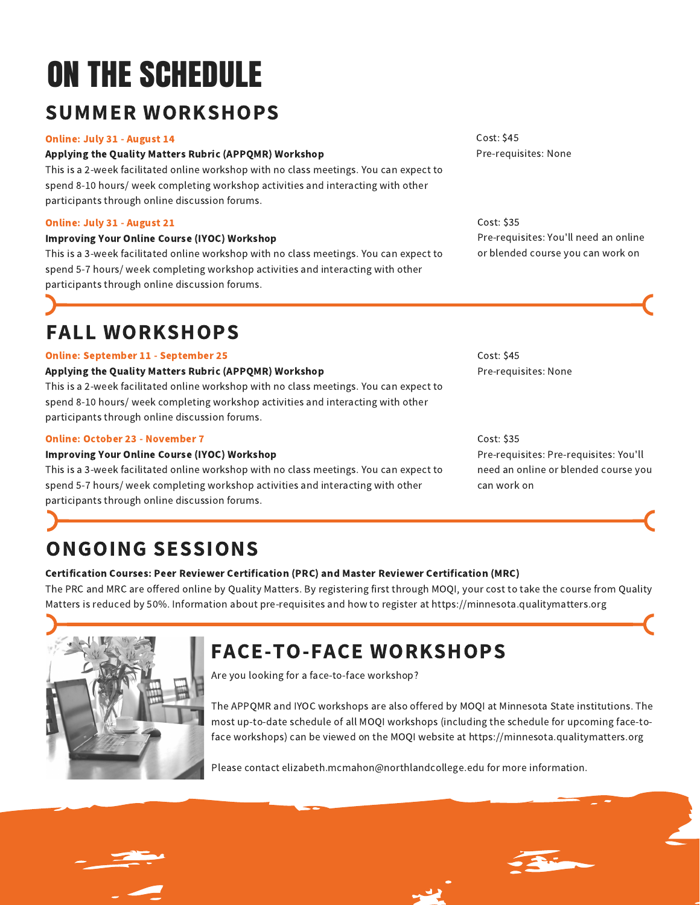# ON THE SCHEDULE

## SUMMER WORKSHOPS

**Online: July 31 - August 14**

**Applying the Quality Matters Rubric (APPQMR) Workshop**

This is a 2-week facilitated online workshop with no class meetings. You can expect to spend 8-10 hours/ week completing workshop activities and interacting with other participants through online discussion forums.

Cost: $45

Pre-requisites: None

**Online: July 31 - August 21**

**Improving Your Online Course (IYOC) Workshop**

This is a 3-week facilitated online workshop with no class meetings. You can expect to spend 5-7 hours/ week completing workshop activities and interacting with other participants through online discussion forums.

Cost: $35

Pre-requisites: You'll need an online or blended course you can work on

## FALL WORKSHOPS

**Online: September 11 - September 25**

**Applying the Quality Matters Rubric (APPQMR) Workshop**

This is a 2-week facilitated online workshop with no class meetings. You can expect to spend 8-10 hours/ week completing workshop activities and interacting with other participants through online discussion forums.

Cost: $45

Pre-requisites: None

**Online: October 23 - November 7**

**Improving Your Online Course (IYOC) Workshop**

This is a 3-week facilitated online workshop with no class meetings. You can expect to spend 5-7 hours/ week completing workshop activities and interacting with other participants through online discussion forums.

Cost: $35

Pre-requisites: Pre-requisites: You'll need an online or blended course you can work on

## ONGOING SESSIONS

**Certification Courses: Peer Reviewer Certification (PRC) and Master Reviewer Certification (MRC)**

The PRC and MRC are offered online by Quality Matters. By registering first through MOQI, your cost to take the course from Quality Matters is reduced by 50%. Information about pre-requisites and how to register at https://minnesota.qualitymatters.org

## FACE-TO-FACE WORKSHOPS

Are you looking for a face-to-face workshop?

The APPQMR and IYOC workshops are also offered by MOQI at Minnesota State institutions. The most up-to-date schedule of all MOQI workshops (including the schedule for upcoming face-to-face workshops) can be viewed on the MOQI website at https://minnesota.qualitymatters.org

Please contact elizabeth.mcmahon@northlandcollege.edu for more information.